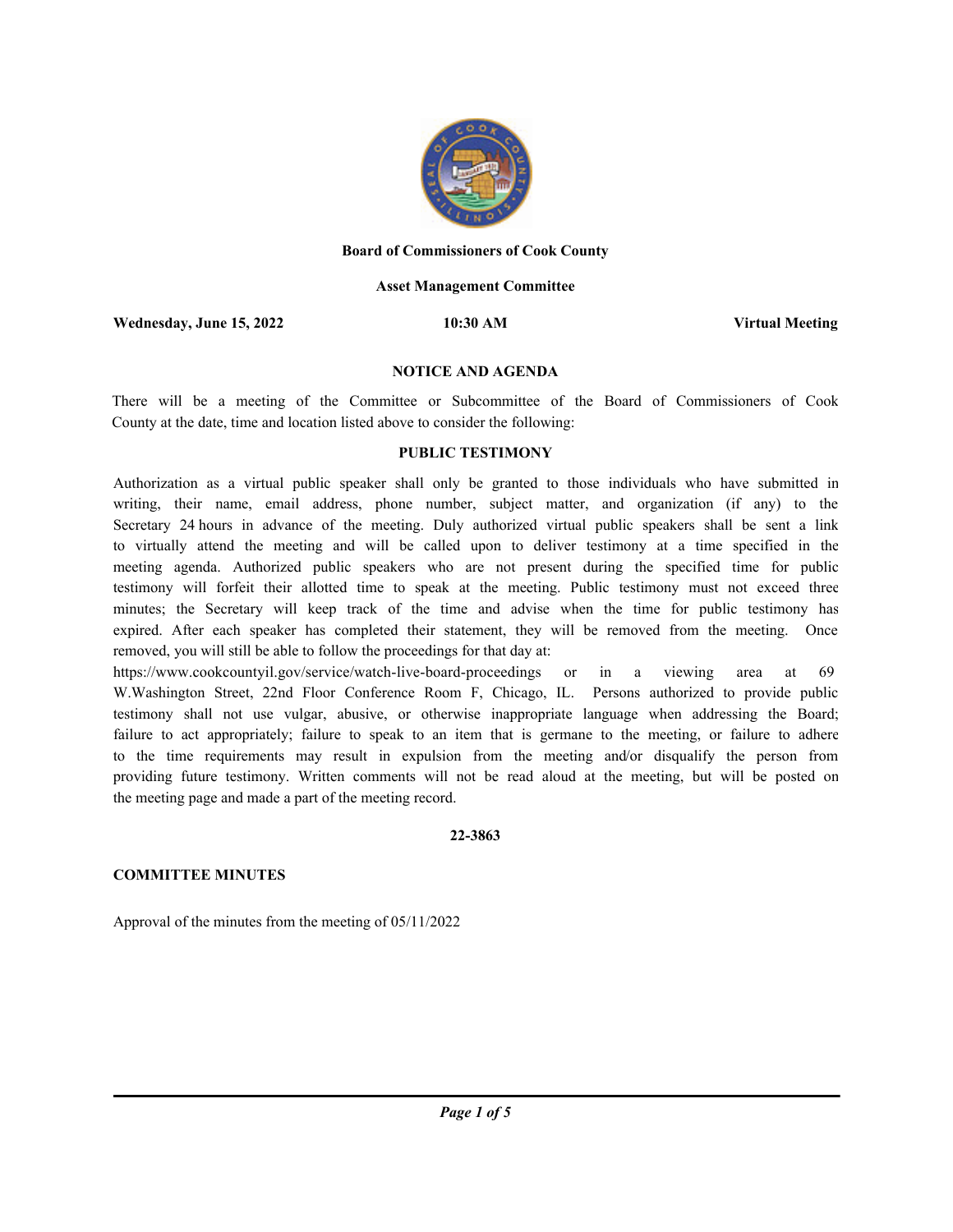**Board of Commissioners of Cook County**

**Asset Management Committee**

**Wednesday, June 15, 2022** | **10:30 AM** | **Virtual Meeting**

## NOTICE AND AGENDA

There will be a meeting of the Committee or Subcommittee of the Board of Commissioners of Cook County at the date, time and location listed above to consider the following:

## PUBLIC TESTIMONY

Authorization as a virtual public speaker shall only be granted to those individuals who have submitted in writing, their name, email address, phone number, subject matter, and organization (if any) to the Secretary 24 hours in advance of the meeting. Duly authorized virtual public speakers shall be sent a link to virtually attend the meeting and will be called upon to deliver testimony at a time specified in the meeting agenda. Authorized public speakers who are not present during the specified time for public testimony will forfeit their allotted time to speak at the meeting. Public testimony must not exceed three minutes; the Secretary will keep track of the time and advise when the time for public testimony has expired. After each speaker has completed their statement, they will be removed from the meeting. Once removed, you will still be able to follow the proceedings for that day at: https://www.cookcountyil.gov/service/watch-live-board-proceedings or in a viewing area at 69 W.Washington Street, 22nd Floor Conference Room F, Chicago, IL. Persons authorized to provide public testimony shall not use vulgar, abusive, or otherwise inappropriate language when addressing the Board; failure to act appropriately; failure to speak to an item that is germane to the meeting, or failure to adhere to the time requirements may result in expulsion from the meeting and/or disqualify the person from providing future testimony. Written comments will not be read aloud at the meeting, but will be posted on the meeting page and made a part of the meeting record.

**22-3863**

**COMMITTEE MINUTES**

Approval of the minutes from the meeting of 05/11/2022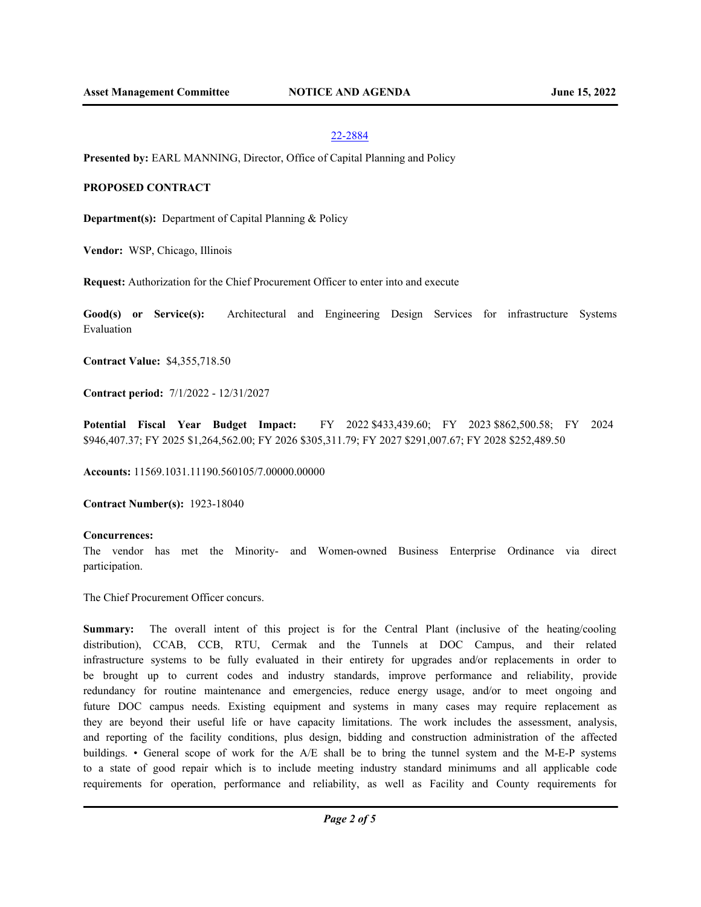22-2884

**Presented by:** EARL MANNING, Director, Office of Capital Planning and Policy

**PROPOSED CONTRACT**

**Department(s):** Department of Capital Planning & Policy

**Vendor:** WSP, Chicago, Illinois

**Request:** Authorization for the Chief Procurement Officer to enter into and execute

**Good(s) or Service(s):** Architectural and Engineering Design Services for infrastructure Systems Evaluation

**Contract Value:** $4,355,718.50

**Contract period:** 7/1/2022 - 12/31/2027

**Potential Fiscal Year Budget Impact:** FY 2022 $433,439.60; FY 2023 $862,500.58; FY 2024 $946,407.37; FY 2025 $1,264,562.00; FY 2026 $305,311.79; FY 2027 $291,007.67; FY 2028 $252,489.50

**Accounts:** 11569.1031.11190.560105/7.00000.00000

**Contract Number(s):** 1923-18040

**Concurrences:**

The vendor has met the Minority- and Women-owned Business Enterprise Ordinance via direct participation.

The Chief Procurement Officer concurs.

**Summary:** The overall intent of this project is for the Central Plant (inclusive of the heating/cooling distribution), CCAB, CCB, RTU, Cermak and the Tunnels at DOC Campus, and their related infrastructure systems to be fully evaluated in their entirety for upgrades and/or replacements in order to be brought up to current codes and industry standards, improve performance and reliability, provide redundancy for routine maintenance and emergencies, reduce energy usage, and/or to meet ongoing and future DOC campus needs. Existing equipment and systems in many cases may require replacement as they are beyond their useful life or have capacity limitations. The work includes the assessment, analysis, and reporting of the facility conditions, plus design, bidding and construction administration of the affected buildings. • General scope of work for the A/E shall be to bring the tunnel system and the M-E-P systems to a state of good repair which is to include meeting industry standard minimums and all applicable code requirements for operation, performance and reliability, as well as Facility and County requirements for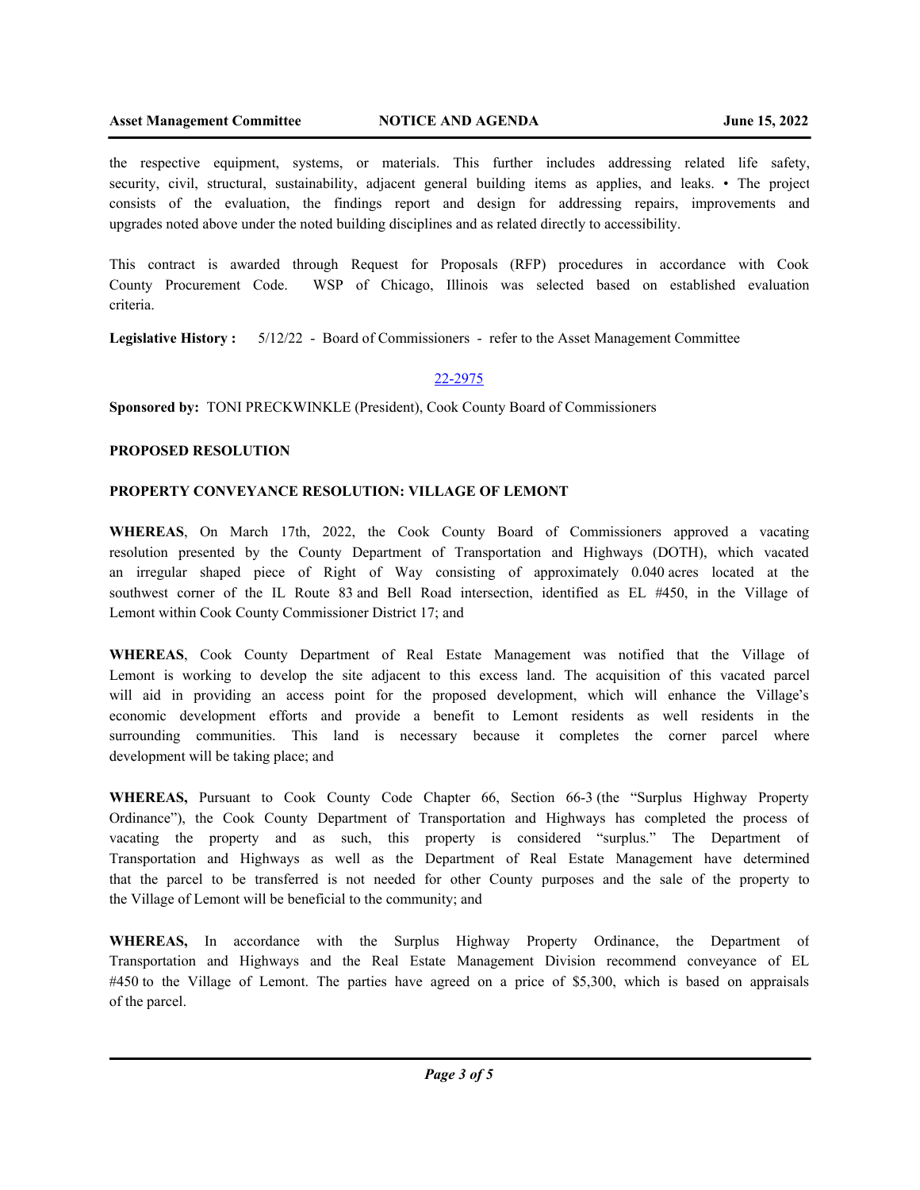the respective equipment, systems, or materials. This further includes addressing related life safety, security, civil, structural, sustainability, adjacent general building items as applies, and leaks. • The project consists of the evaluation, the findings report and design for addressing repairs, improvements and upgrades noted above under the noted building disciplines and as related directly to accessibility.

This contract is awarded through Request for Proposals (RFP) procedures in accordance with Cook County Procurement Code. WSP of Chicago, Illinois was selected based on established evaluation criteria.

**Legislative History :** 5/12/22 - Board of Commissioners - refer to the Asset Management Committee

22-2975

**Sponsored by:** TONI PRECKWINKLE (President), Cook County Board of Commissioners

**PROPOSED RESOLUTION**

**PROPERTY CONVEYANCE RESOLUTION: VILLAGE OF LEMONT**

**WHEREAS**, On March 17th, 2022, the Cook County Board of Commissioners approved a vacating resolution presented by the County Department of Transportation and Highways (DOTH), which vacated an irregular shaped piece of Right of Way consisting of approximately 0.040 acres located at the southwest corner of the IL Route 83 and Bell Road intersection, identified as EL #450, in the Village of Lemont within Cook County Commissioner District 17; and

**WHEREAS**, Cook County Department of Real Estate Management was notified that the Village of Lemont is working to develop the site adjacent to this excess land. The acquisition of this vacated parcel will aid in providing an access point for the proposed development, which will enhance the Village's economic development efforts and provide a benefit to Lemont residents as well residents in the surrounding communities. This land is necessary because it completes the corner parcel where development will be taking place; and

**WHEREAS,** Pursuant to Cook County Code Chapter 66, Section 66-3 (the "Surplus Highway Property Ordinance"), the Cook County Department of Transportation and Highways has completed the process of vacating the property and as such, this property is considered "surplus." The Department of Transportation and Highways as well as the Department of Real Estate Management have determined that the parcel to be transferred is not needed for other County purposes and the sale of the property to the Village of Lemont will be beneficial to the community; and

**WHEREAS,** In accordance with the Surplus Highway Property Ordinance, the Department of Transportation and Highways and the Real Estate Management Division recommend conveyance of EL #450 to the Village of Lemont. The parties have agreed on a price of $5,300, which is based on appraisals of the parcel.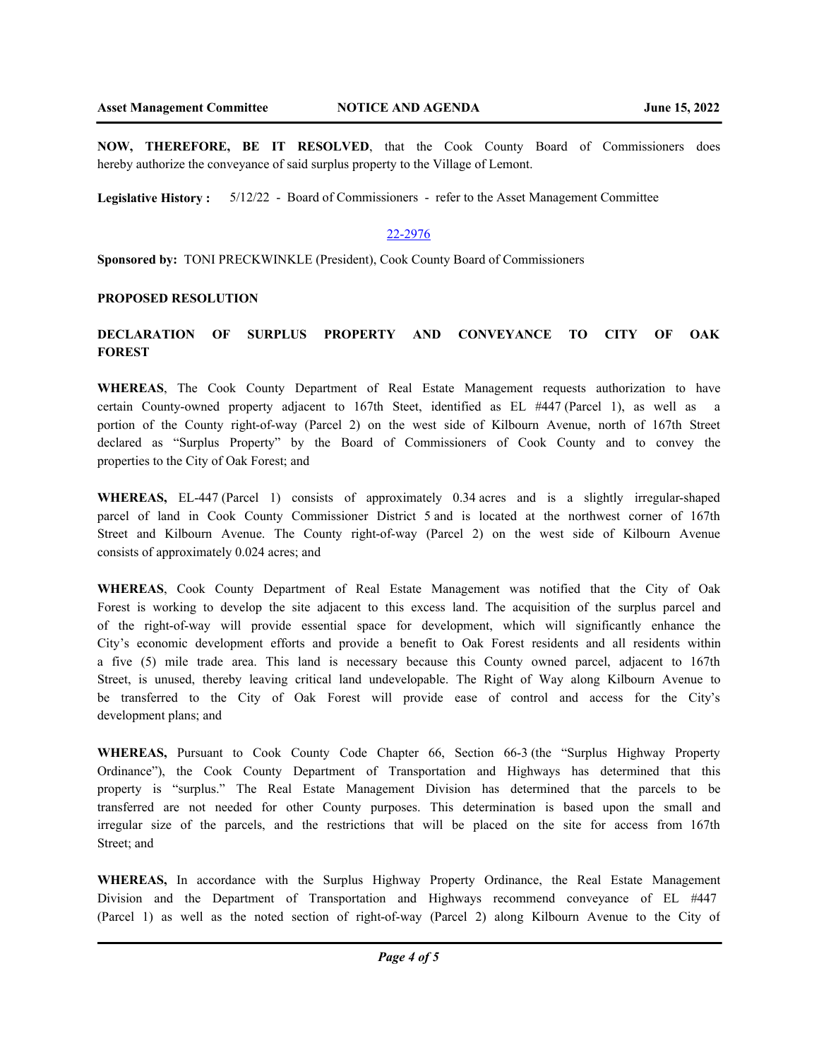**NOW, THEREFORE, BE IT RESOLVED**, that the Cook County Board of Commissioners does hereby authorize the conveyance of said surplus property to the Village of Lemont.

**Legislative History :** 5/12/22 - Board of Commissioners - refer to the Asset Management Committee

22-2976

**Sponsored by:** TONI PRECKWINKLE (President), Cook County Board of Commissioners

**PROPOSED RESOLUTION**

**DECLARATION OF SURPLUS PROPERTY AND CONVEYANCE TO CITY OF OAK FOREST**

**WHEREAS**, The Cook County Department of Real Estate Management requests authorization to have certain County-owned property adjacent to 167th Steet, identified as EL #447 (Parcel 1), as well as a portion of the County right-of-way (Parcel 2) on the west side of Kilbourn Avenue, north of 167th Street declared as "Surplus Property" by the Board of Commissioners of Cook County and to convey the properties to the City of Oak Forest; and

**WHEREAS,** EL-447 (Parcel 1) consists of approximately 0.34 acres and is a slightly irregular-shaped parcel of land in Cook County Commissioner District 5 and is located at the northwest corner of 167th Street and Kilbourn Avenue. The County right-of-way (Parcel 2) on the west side of Kilbourn Avenue consists of approximately 0.024 acres; and

**WHEREAS**, Cook County Department of Real Estate Management was notified that the City of Oak Forest is working to develop the site adjacent to this excess land. The acquisition of the surplus parcel and of the right-of-way will provide essential space for development, which will significantly enhance the City's economic development efforts and provide a benefit to Oak Forest residents and all residents within a five (5) mile trade area. This land is necessary because this County owned parcel, adjacent to 167th Street, is unused, thereby leaving critical land undevelopable. The Right of Way along Kilbourn Avenue to be transferred to the City of Oak Forest will provide ease of control and access for the City's development plans; and

**WHEREAS,** Pursuant to Cook County Code Chapter 66, Section 66-3 (the "Surplus Highway Property Ordinance"), the Cook County Department of Transportation and Highways has determined that this property is "surplus." The Real Estate Management Division has determined that the parcels to be transferred are not needed for other County purposes. This determination is based upon the small and irregular size of the parcels, and the restrictions that will be placed on the site for access from 167th Street; and

**WHEREAS,** In accordance with the Surplus Highway Property Ordinance, the Real Estate Management Division and the Department of Transportation and Highways recommend conveyance of EL #447 (Parcel 1) as well as the noted section of right-of-way (Parcel 2) along Kilbourn Avenue to the City of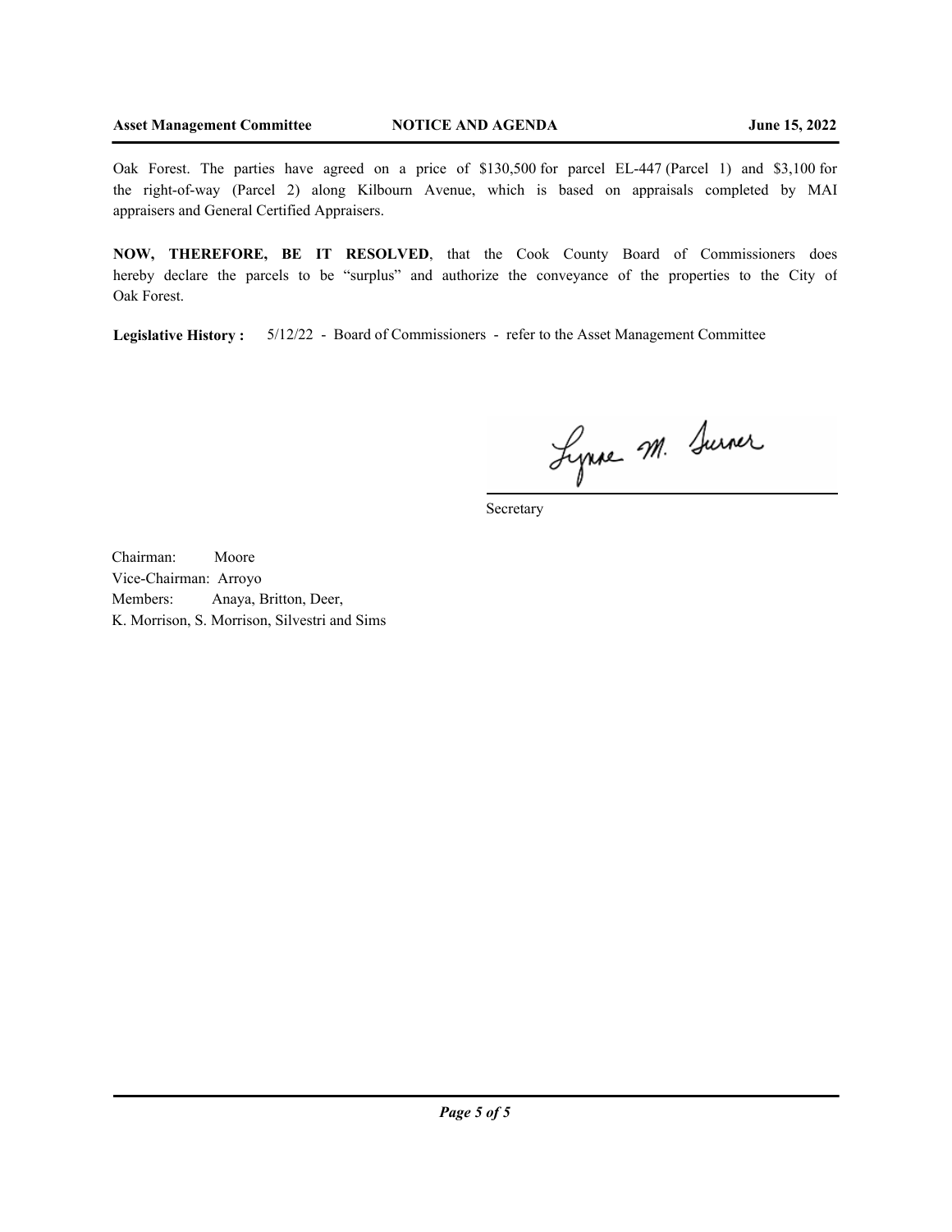Oak Forest. The parties have agreed on a price of $130,500 for parcel EL-447 (Parcel 1) and $3,100 for the right-of-way (Parcel 2) along Kilbourn Avenue, which is based on appraisals completed by MAI appraisers and General Certified Appraisers.

**NOW, THEREFORE, BE IT RESOLVED**, that the Cook County Board of Commissioners does hereby declare the parcels to be "surplus" and authorize the conveyance of the properties to the City of Oak Forest.

**Legislative History :** 5/12/22 - Board of Commissioners - refer to the Asset Management Committee

Lynne M. Turner

Secretary

Chairman: Moore
Vice-Chairman: Arroyo
Members: Anaya, Britton, Deer,
K. Morrison, S. Morrison, Silvestri and Sims